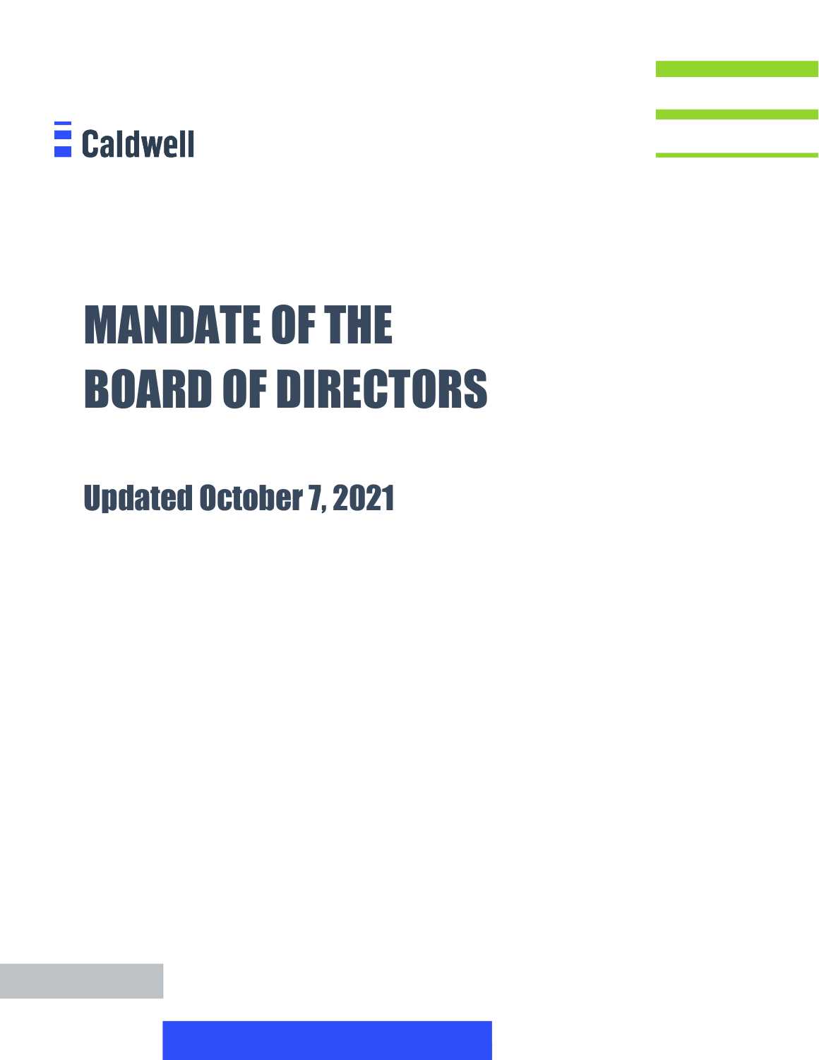Caldwell

# MANDATE OF THE BOARD OF DIRECTORS

## Updated October 7, 2021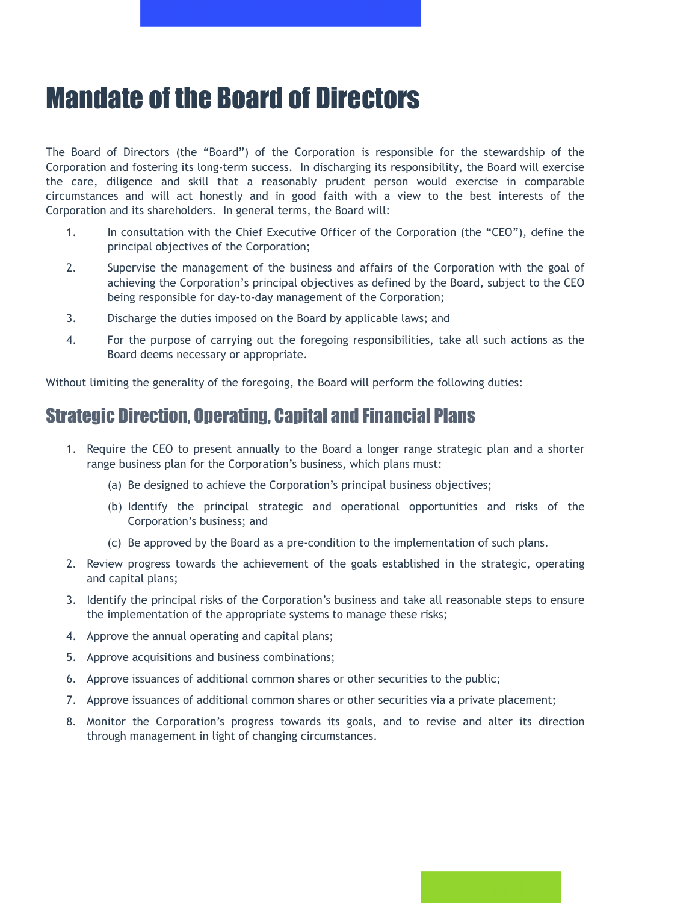# Mandate of the Board of Directors

The Board of Directors (the "Board") of the Corporation is responsible for the stewardship of the Corporation and fostering its long-term success. In discharging its responsibility, the Board will exercise the care, diligence and skill that a reasonably prudent person would exercise in comparable circumstances and will act honestly and in good faith with a view to the best interests of the Corporation and its shareholders. In general terms, the Board will:

1. In consultation with the Chief Executive Officer of the Corporation (the "CEO"), define the principal objectives of the Corporation;
2. Supervise the management of the business and affairs of the Corporation with the goal of achieving the Corporation's principal objectives as defined by the Board, subject to the CEO being responsible for day-to-day management of the Corporation;
3. Discharge the duties imposed on the Board by applicable laws; and
4. For the purpose of carrying out the foregoing responsibilities, take all such actions as the Board deems necessary or appropriate.

Without limiting the generality of the foregoing, the Board will perform the following duties:

## Strategic Direction, Operating, Capital and Financial Plans

1. Require the CEO to present annually to the Board a longer range strategic plan and a shorter range business plan for the Corporation's business, which plans must:
   (a) Be designed to achieve the Corporation's principal business objectives;
   (b) Identify the principal strategic and operational opportunities and risks of the Corporation's business; and
   (c) Be approved by the Board as a pre-condition to the implementation of such plans.
2. Review progress towards the achievement of the goals established in the strategic, operating and capital plans;
3. Identify the principal risks of the Corporation's business and take all reasonable steps to ensure the implementation of the appropriate systems to manage these risks;
4. Approve the annual operating and capital plans;
5. Approve acquisitions and business combinations;
6. Approve issuances of additional common shares or other securities to the public;
7. Approve issuances of additional common shares or other securities via a private placement;
8. Monitor the Corporation's progress towards its goals, and to revise and alter its direction through management in light of changing circumstances.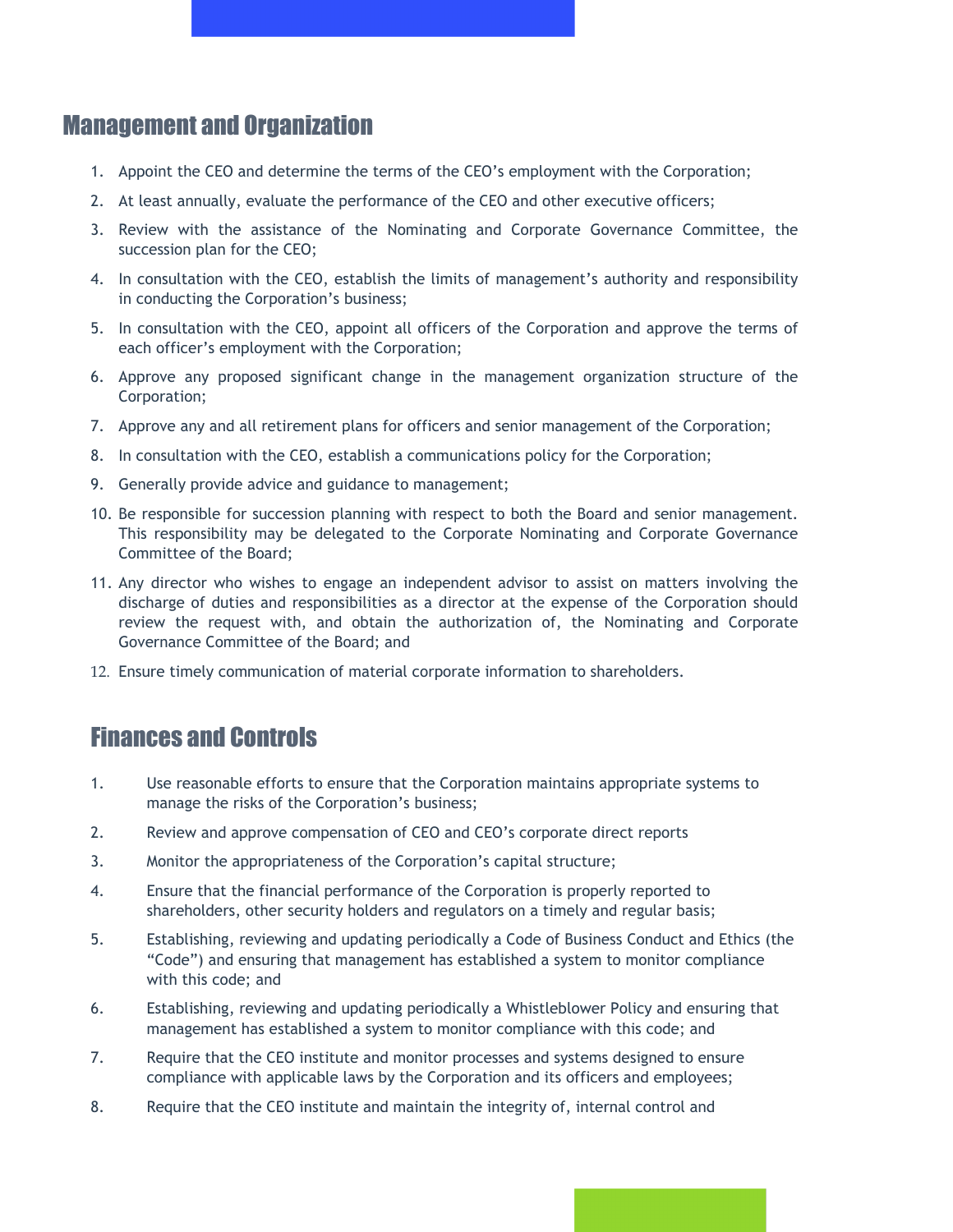## Management and Organization

1. Appoint the CEO and determine the terms of the CEO's employment with the Corporation;
2. At least annually, evaluate the performance of the CEO and other executive officers;
3. Review with the assistance of the Nominating and Corporate Governance Committee, the succession plan for the CEO;
4. In consultation with the CEO, establish the limits of management's authority and responsibility in conducting the Corporation's business;
5. In consultation with the CEO, appoint all officers of the Corporation and approve the terms of each officer's employment with the Corporation;
6. Approve any proposed significant change in the management organization structure of the Corporation;
7. Approve any and all retirement plans for officers and senior management of the Corporation;
8. In consultation with the CEO, establish a communications policy for the Corporation;
9. Generally provide advice and guidance to management;
10. Be responsible for succession planning with respect to both the Board and senior management. This responsibility may be delegated to the Corporate Nominating and Corporate Governance Committee of the Board;
11. Any director who wishes to engage an independent advisor to assist on matters involving the discharge of duties and responsibilities as a director at the expense of the Corporation should review the request with, and obtain the authorization of, the Nominating and Corporate Governance Committee of the Board; and
12. Ensure timely communication of material corporate information to shareholders.

## Finances and Controls

1. Use reasonable efforts to ensure that the Corporation maintains appropriate systems to manage the risks of the Corporation's business;
2. Review and approve compensation of CEO and CEO's corporate direct reports
3. Monitor the appropriateness of the Corporation's capital structure;
4. Ensure that the financial performance of the Corporation is properly reported to shareholders, other security holders and regulators on a timely and regular basis;
5. Establishing, reviewing and updating periodically a Code of Business Conduct and Ethics (the "Code") and ensuring that management has established a system to monitor compliance with this code; and
6. Establishing, reviewing and updating periodically a Whistleblower Policy and ensuring that management has established a system to monitor compliance with this code; and
7. Require that the CEO institute and monitor processes and systems designed to ensure compliance with applicable laws by the Corporation and its officers and employees;
8. Require that the CEO institute and maintain the integrity of, internal control and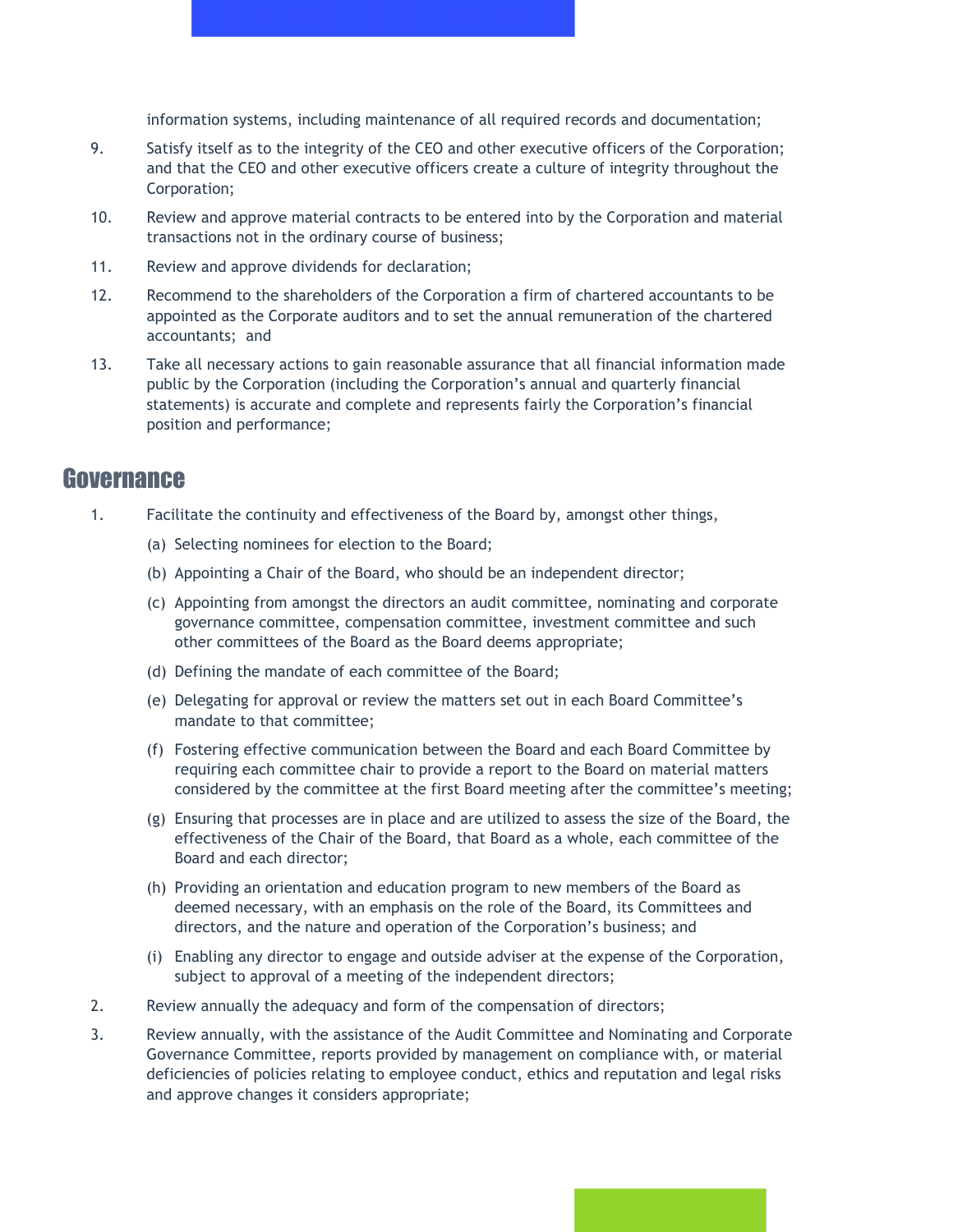information systems, including maintenance of all required records and documentation;

9. Satisfy itself as to the integrity of the CEO and other executive officers of the Corporation; and that the CEO and other executive officers create a culture of integrity throughout the Corporation;

10. Review and approve material contracts to be entered into by the Corporation and material transactions not in the ordinary course of business;

11. Review and approve dividends for declaration;

12. Recommend to the shareholders of the Corporation a firm of chartered accountants to be appointed as the Corporate auditors and to set the annual remuneration of the chartered accountants; and

13. Take all necessary actions to gain reasonable assurance that all financial information made public by the Corporation (including the Corporation's annual and quarterly financial statements) is accurate and complete and represents fairly the Corporation's financial position and performance;

## Governance

1. Facilitate the continuity and effectiveness of the Board by, amongst other things,

   (a) Selecting nominees for election to the Board;

   (b) Appointing a Chair of the Board, who should be an independent director;

   (c) Appointing from amongst the directors an audit committee, nominating and corporate governance committee, compensation committee, investment committee and such other committees of the Board as the Board deems appropriate;

   (d) Defining the mandate of each committee of the Board;

   (e) Delegating for approval or review the matters set out in each Board Committee's mandate to that committee;

   (f) Fostering effective communication between the Board and each Board Committee by requiring each committee chair to provide a report to the Board on material matters considered by the committee at the first Board meeting after the committee's meeting;

   (g) Ensuring that processes are in place and are utilized to assess the size of the Board, the effectiveness of the Chair of the Board, that Board as a whole, each committee of the Board and each director;

   (h) Providing an orientation and education program to new members of the Board as deemed necessary, with an emphasis on the role of the Board, its Committees and directors, and the nature and operation of the Corporation's business; and

   (i) Enabling any director to engage and outside adviser at the expense of the Corporation, subject to approval of a meeting of the independent directors;

2. Review annually the adequacy and form of the compensation of directors;

3. Review annually, with the assistance of the Audit Committee and Nominating and Corporate Governance Committee, reports provided by management on compliance with, or material deficiencies of policies relating to employee conduct, ethics and reputation and legal risks and approve changes it considers appropriate;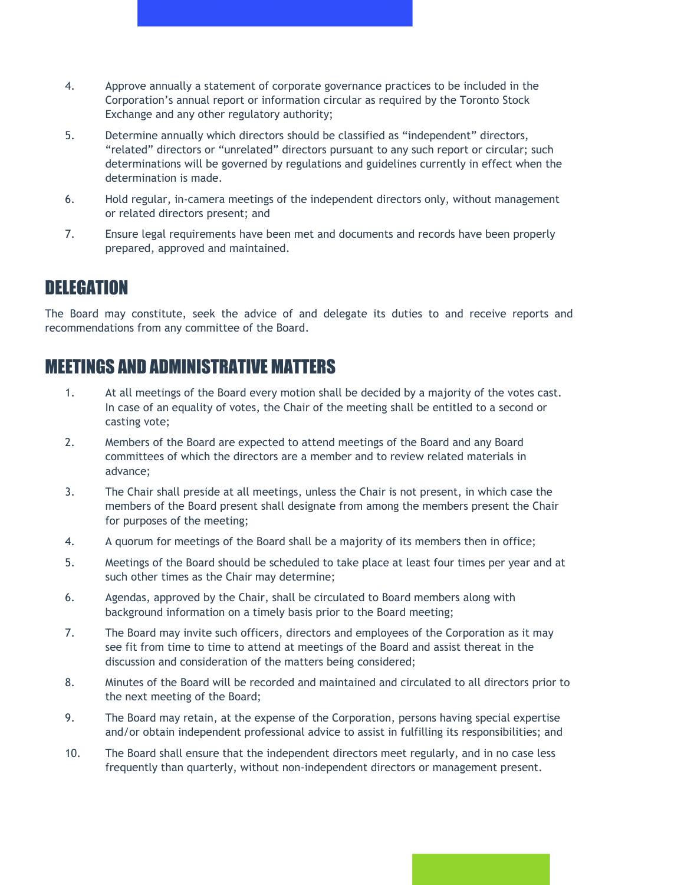4. Approve annually a statement of corporate governance practices to be included in the Corporation's annual report or information circular as required by the Toronto Stock Exchange and any other regulatory authority;

5. Determine annually which directors should be classified as "independent" directors, "related" directors or "unrelated" directors pursuant to any such report or circular; such determinations will be governed by regulations and guidelines currently in effect when the determination is made.

6. Hold regular, in-camera meetings of the independent directors only, without management or related directors present; and

7. Ensure legal requirements have been met and documents and records have been properly prepared, approved and maintained.

## DELEGATION

The Board may constitute, seek the advice of and delegate its duties to and receive reports and recommendations from any committee of the Board.

## MEETINGS AND ADMINISTRATIVE MATTERS

1. At all meetings of the Board every motion shall be decided by a majority of the votes cast. In case of an equality of votes, the Chair of the meeting shall be entitled to a second or casting vote;

2. Members of the Board are expected to attend meetings of the Board and any Board committees of which the directors are a member and to review related materials in advance;

3. The Chair shall preside at all meetings, unless the Chair is not present, in which case the members of the Board present shall designate from among the members present the Chair for purposes of the meeting;

4. A quorum for meetings of the Board shall be a majority of its members then in office;

5. Meetings of the Board should be scheduled to take place at least four times per year and at such other times as the Chair may determine;

6. Agendas, approved by the Chair, shall be circulated to Board members along with background information on a timely basis prior to the Board meeting;

7. The Board may invite such officers, directors and employees of the Corporation as it may see fit from time to time to attend at meetings of the Board and assist thereat in the discussion and consideration of the matters being considered;

8. Minutes of the Board will be recorded and maintained and circulated to all directors prior to the next meeting of the Board;

9. The Board may retain, at the expense of the Corporation, persons having special expertise and/or obtain independent professional advice to assist in fulfilling its responsibilities; and

10. The Board shall ensure that the independent directors meet regularly, and in no case less frequently than quarterly, without non-independent directors or management present.